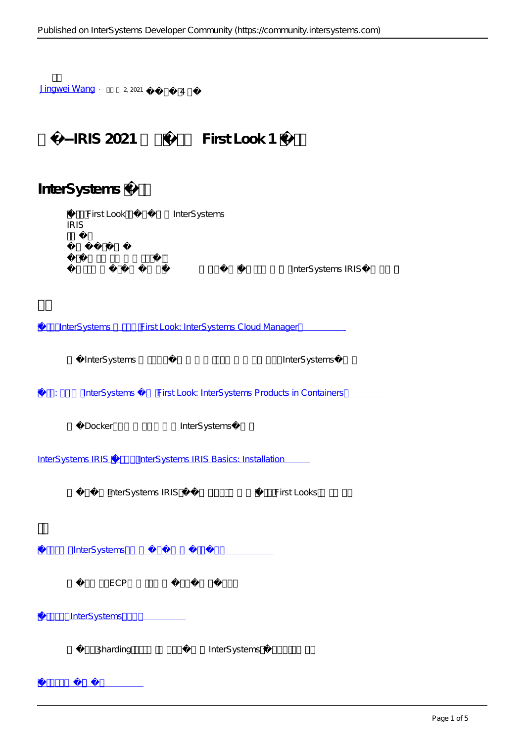| Jingwei Wang<br>2.2021                                          | $\overline{4}$ |                   |  |  |
|-----------------------------------------------------------------|----------------|-------------------|--|--|
| $-IRIS$ 2021                                                    | First Look 1   |                   |  |  |
| InterSystems<br>FirstLook<br>IRIS                               | InterSystems   |                   |  |  |
|                                                                 |                | InterSystems IRIS |  |  |
| First Look: InterSystems Cloud Manager<br>InterSystems          |                |                   |  |  |
| InterSystems                                                    |                | InterSystems      |  |  |
| First Look: InterSystems Products in Containers<br>InterSystems |                |                   |  |  |
| Docker                                                          | InterSystems   |                   |  |  |
| InterSystems IRIS<br>InterSystems IRIS Basics: Installation     |                |                   |  |  |
| InterSystems IRIS                                               |                | FirstLooks        |  |  |
|                                                                 |                |                   |  |  |
| InterSystems                                                    |                |                   |  |  |
| ECP                                                             |                |                   |  |  |
| InterSystems                                                    |                |                   |  |  |
| sharding                                                        | InterSystems   |                   |  |  |
|                                                                 |                |                   |  |  |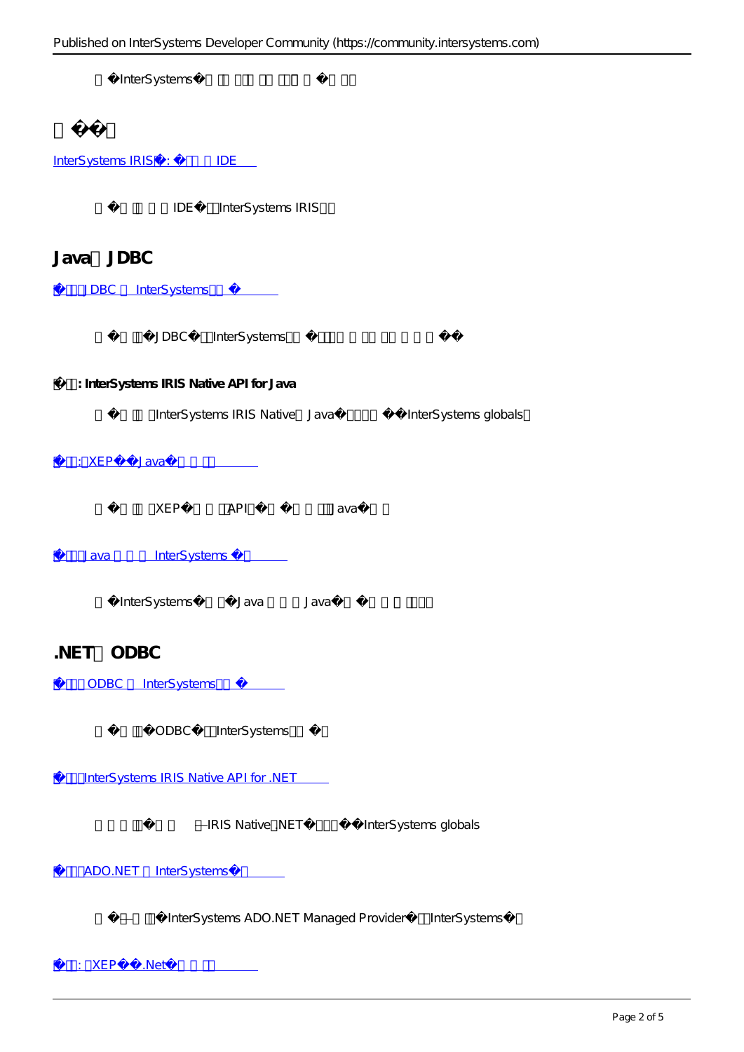InterSystems

InterSystems IRIS : IDE

IDE InterSystems IRIS

Java JDBC

JDBC InterSystems

JDBC InterSystems

**技术概要: InterSystems IRIS Native API for Java**

InterSystems IRIS Native Java hterSystems globals

t XEP Java

XEP API Java

Ja<u>va InterSystems</u>

InterSystems Java Java

## .NFT ODBC

ODBC InterSystems

ODBC InterSystems

InterSystems IRIS Native API for .NET

- IRIS Native .NET InterSystems globals

ADO.NET InterSystems

InterSystems ADO.NET Managed Provider InterSystems

 $XEP$  .Net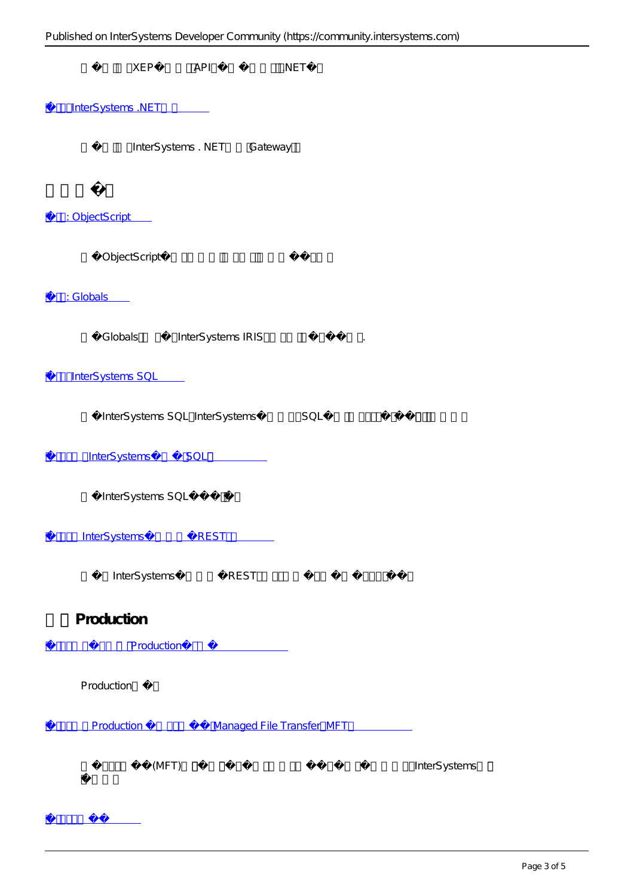| XEP<br>API<br>$\Delta N \to T$                 |              |
|------------------------------------------------|--------------|
|                                                |              |
| InterSystems.NET                               |              |
| InterSystems. NET<br>Gateway                   |              |
| : ObjectScript                                 |              |
| ObjectScript                                   |              |
| : Globals                                      |              |
| Globals<br>InterSystems IRIS                   |              |
| InterSystems SQL                               |              |
| InterSystems SQL InterSystems<br>SQL           |              |
| InterSystems<br>SQL                            |              |
| InterSystems SQL                               |              |
| InterSystems REST                              |              |
| InterSystems<br>REST                           |              |
| Production                                     |              |
| <b>Production</b>                              |              |
| Production                                     |              |
| <b>Production</b><br>Managed File Transfer MFT |              |
| (MFT)                                          | InterSystems |

[技术概要:数据转换](https://cn.community.intersystems.com/post/iris-2021-%E6%8A%80%E6%9C%AF%E6%96%87%E6%A1%A3-first-look-7-%E6%8A%80%E6%9C%AF%E6%A6%82%E8%A6%81-%E6%95%B0%E6%8D%AE%E8%BD%AC%E6%8D%A2)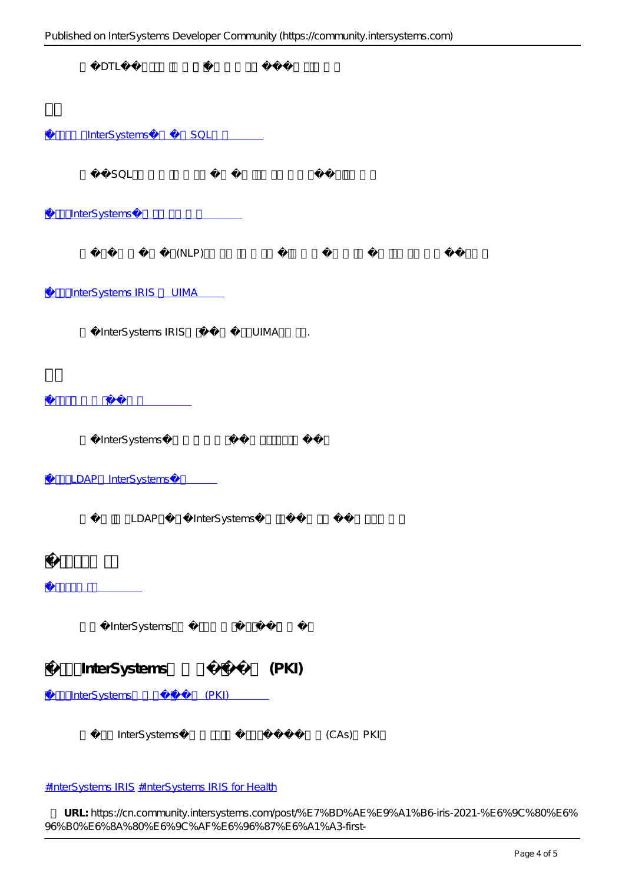DTL

| SQL<br>InterSystems    |       |           |  |
|------------------------|-------|-----------|--|
| SQL                    |       |           |  |
| InterSystems           |       |           |  |
| (NLP)                  |       |           |  |
| InterSystems IRIS UIMA |       |           |  |
| InterSystems IRIS      | UIMA  |           |  |
|                        |       |           |  |
|                        |       |           |  |
| InterSystems           |       |           |  |
| LDAP InterSystems      |       |           |  |
| LDAP<br>InterSystems   |       |           |  |
|                        |       |           |  |
|                        |       |           |  |
| InterSystems           |       |           |  |
| InterSystems           | (PKI) |           |  |
| InterSystems<br>(PKI)  |       |           |  |
| InterSystems           |       | (CAS) PKI |  |

## [#InterSystems IRIS](https://cn.community.intersystems.com/tags/intersystems-iris) [#InterSystems IRIS for Health](https://cn.community.intersystems.com/tags/intersystems-iris-health)

 **源 URL:** https://cn.community.intersystems.com/post/%E7%BD%AE%E9%A1%B6-iris-2021-%E6%9C%80%E6% 96%B0%E6%8A%80%E6%9C%AF%E6%96%87%E6%A1%A3-first